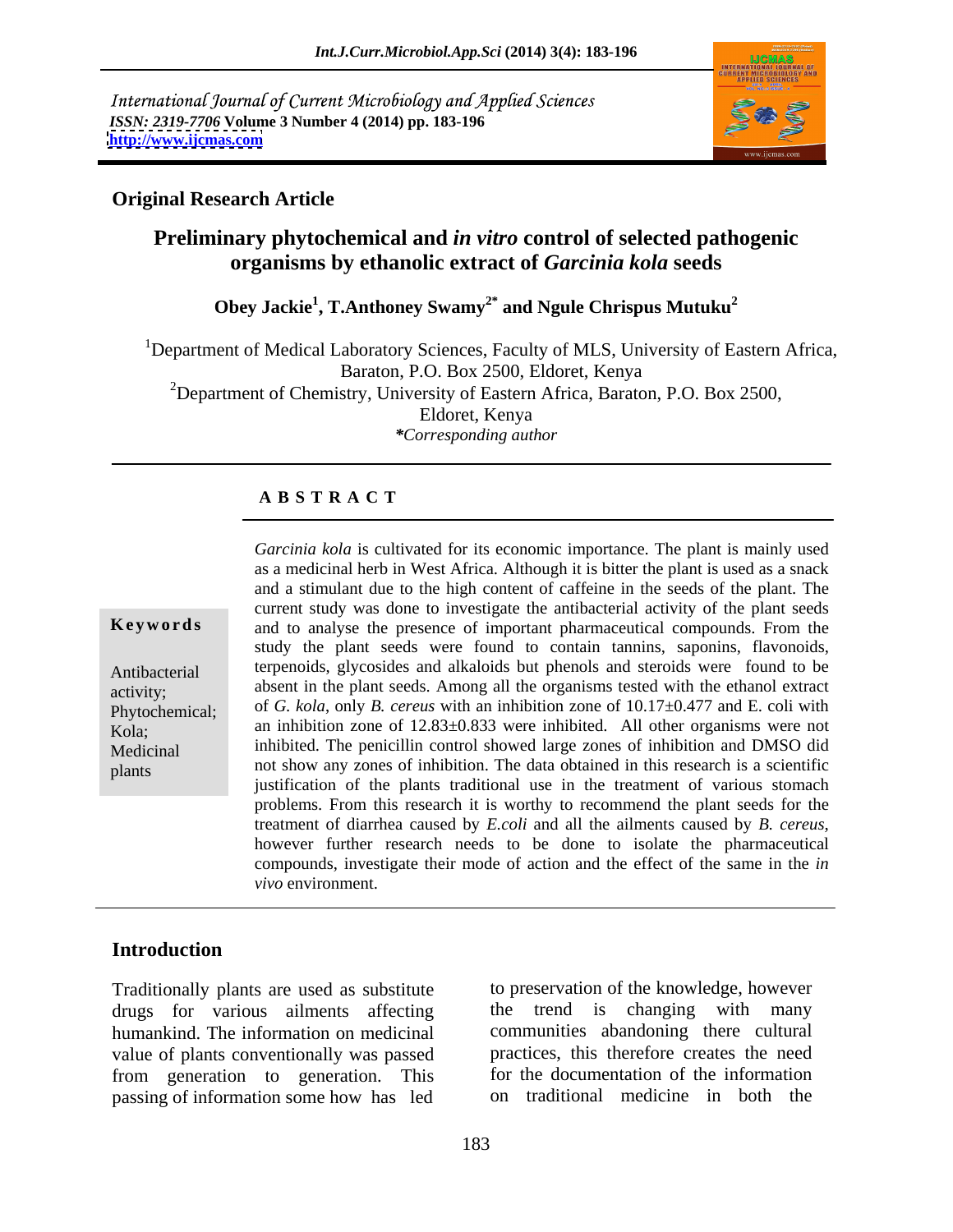International Journal of Current Microbiology and Applied Sciences
*ISSN: 2319-7706* **Volume 3 Number 4 (2014) pp. 183-196**
**http://www.ijcmas.com**

**Original Research Article**

# Preliminary phytochemical and *in vitro* control of selected pathogenic organisms by ethanolic extract of *Garcinia kola* seeds

**Obey Jackie[1], T.Anthoney Swamy[2*] and Ngule Chrispus Mutuku[2]**

[1]Department of Medical Laboratory Sciences, Faculty of MLS, University of Eastern Africa, Baraton, P.O. Box 2500, Eldoret, Kenya

[2]Department of Chemistry, University of Eastern Africa, Baraton, P.O. Box 2500, Eldoret, Kenya

*\*Corresponding author*

## ABSTRACT

**Keywords**

Antibacterial activity; Phytochemical; Kola; Medicinal plants

*Garcinia kola* is cultivated for its economic importance. The plant is mainly used as a medicinal herb in West Africa. Although it is bitter the plant is used as a snack and a stimulant due to the high content of caffeine in the seeds of the plant. The current study was done to investigate the antibacterial activity of the plant seeds and to analyse the presence of important pharmaceutical compounds. From the study the plant seeds were found to contain tannins, saponins, flavonoids, terpenoids, glycosides and alkaloids but phenols and steroids were found to be absent in the plant seeds. Among all the organisms tested with the ethanol extract of *G. kola*, only *B. cereus* with an inhibition zone of 10.17±0.477 and E. coli with an inhibition zone of 12.83±0.833 were inhibited. All other organisms were not inhibited. The penicillin control showed large zones of inhibition and DMSO did not show any zones of inhibition. The data obtained in this research is a scientific justification of the plants traditional use in the treatment of various stomach problems. From this research it is worthy to recommend the plant seeds for the treatment of diarrhea caused by *E.coli* and all the ailments caused by *B. cereus*, however further research needs to be done to isolate the pharmaceutical compounds, investigate their mode of action and the effect of the same in the *in vivo* environment.

## Introduction

Traditionally plants are used as substitute drugs for various ailments affecting humankind. The information on medicinal value of plants conventionally was passed from generation to generation. This passing of information some how has led to preservation of the knowledge, however the trend is changing with many communities abandoning there cultural practices, this therefore creates the need for the documentation of the information on traditional medicine in both the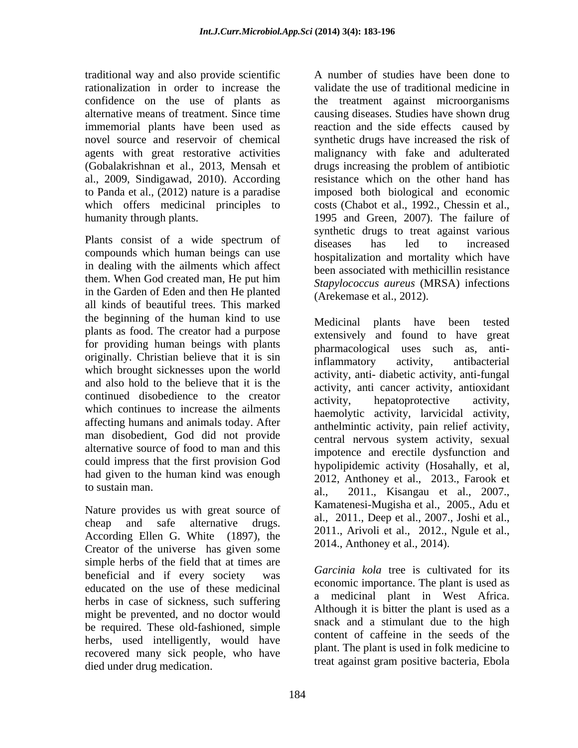traditional way and also provide scientific rationalization in order to increase the confidence on the use of plants as alternative means of treatment. Since time immemorial plants have been used as novel source and reservoir of chemical agents with great restorative activities (Gobalakrishnan et al., 2013, Mensah et al., 2009, Sindigawad, 2010). According to Panda et al., (2012) nature is a paradise which offers medicinal principles to humanity through plants.

Plants consist of a wide spectrum of compounds which human beings can use in dealing with the ailments which affect them. When God created man, He put him in the Garden of Eden and then He planted all kinds of beautiful trees. This marked the beginning of the human kind to use plants as food. The creator had a purpose for providing human beings with plants originally. Christian believe that it is sin which brought sicknesses upon the world and also hold to the believe that it is the continued disobedience to the creator which continues to increase the ailments affecting humans and animals today. After man disobedient, God did not provide alternative source of food to man and this could impress that the first provision God had given to the human kind was enough to sustain man.

Nature provides us with great source of cheap and safe alternative drugs. According Ellen G. White (1897), the Creator of the universe has given some simple herbs of the field that at times are beneficial and if every society was educated on the use of these medicinal herbs in case of sickness, such suffering might be prevented, and no doctor would be required. These old-fashioned, simple herbs, used intelligently, would have recovered many sick people, who have died under drug medication.

A number of studies have been done to validate the use of traditional medicine in the treatment against microorganisms causing diseases. Studies have shown drug reaction and the side effects caused by synthetic drugs have increased the risk of malignancy with fake and adulterated drugs increasing the problem of antibiotic resistance which on the other hand has imposed both biological and economic costs (Chabot et al., 1992., Chessin et al., 1995 and Green, 2007). The failure of synthetic drugs to treat against various diseases has led to increased hospitalization and mortality which have been associated with methicillin resistance *Stapylococcus aureus* (MRSA) infections (Arekemase et al., 2012).

Medicinal plants have been tested extensively and found to have great pharmacological uses such as, anti-inflammatory activity, antibacterial activity, anti- diabetic activity, anti-fungal activity, anti cancer activity, antioxidant activity, hepatoprotective activity, haemolytic activity, larvicidal activity, anthelmintic activity, pain relief activity, central nervous system activity, sexual impotence and erectile dysfunction and hypolipidemic activity (Hosahally, et al, 2012, Anthoney et al., 2013., Farook et al., 2011., Kisangau et al., 2007., Kamatenesi-Mugisha et al., 2005., Adu et al., 2011., Deep et al., 2007., Joshi et al., 2011., Arivoli et al., 2012., Ngule et al., 2014., Anthoney et al., 2014).

*Garcinia kola* tree is cultivated for its economic importance. The plant is used as a medicinal plant in West Africa. Although it is bitter the plant is used as a snack and a stimulant due to the high content of caffeine in the seeds of the plant. The plant is used in folk medicine to treat against gram positive bacteria, Ebola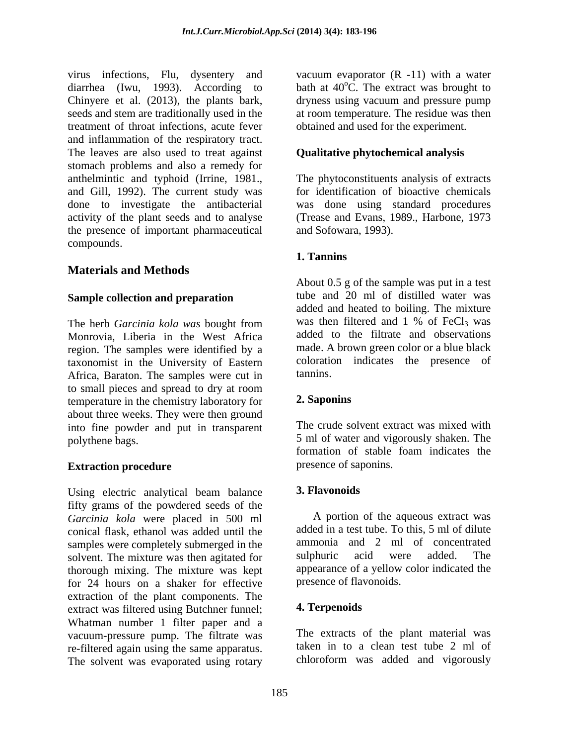virus infections, Flu, dysentery and diarrhea (Iwu, 1993). According to Chinyere et al. (2013), the plants bark, seeds and stem are traditionally used in the treatment of throat infections, acute fever and inflammation of the respiratory tract. The leaves are also used to treat against stomach problems and also a remedy for anthelmintic and typhoid (Irrine, 1981., and Gill, 1992). The current study was done to investigate the antibacterial activity of the plant seeds and to analyse the presence of important pharmaceutical compounds.

## Materials and Methods

### Sample collection and preparation

The herb *Garcinia kola was* bought from Monrovia, Liberia in the West Africa region. The samples were identified by a taxonomist in the University of Eastern Africa, Baraton. The samples were cut in to small pieces and spread to dry at room temperature in the chemistry laboratory for about three weeks. They were then ground into fine powder and put in transparent polythene bags.

### Extraction procedure

Using electric analytical beam balance fifty grams of the powdered seeds of the *Garcinia kola* were placed in 500 ml conical flask, ethanol was added until the samples were completely submerged in the solvent. The mixture was then agitated for thorough mixing. The mixture was kept for 24 hours on a shaker for effective extraction of the plant components. The extract was filtered using Butchner funnel; Whatman number 1 filter paper and a vacuum-pressure pump. The filtrate was re-filtered again using the same apparatus. The solvent was evaporated using rotary vacuum evaporator (R -11) with a water bath at 40$^{o}$C. The extract was brought to dryness using vacuum and pressure pump at room temperature. The residue was then obtained and used for the experiment.

### Qualitative phytochemical analysis

The phytoconstituents analysis of extracts for identification of bioactive chemicals was done using standard procedures (Trease and Evans, 1989., Harbone, 1973 and Sofowara, 1993).

#### 1. Tannins

About 0.5 g of the sample was put in a test tube and 20 ml of distilled water was added and heated to boiling. The mixture was then filtered and 1 % of $FeCl_3$ was added to the filtrate and observations made. A brown green color or a blue black coloration indicates the presence of tannins.

#### 2. Saponins

The crude solvent extract was mixed with 5 ml of water and vigorously shaken. The formation of stable foam indicates the presence of saponins.

#### 3. Flavonoids

A portion of the aqueous extract was added in a test tube. To this, 5 ml of dilute ammonia and 2 ml of concentrated sulphuric acid were added. The appearance of a yellow color indicated the presence of flavonoids.

#### 4. Terpenoids

The extracts of the plant material was taken in to a clean test tube 2 ml of chloroform was added and vigorously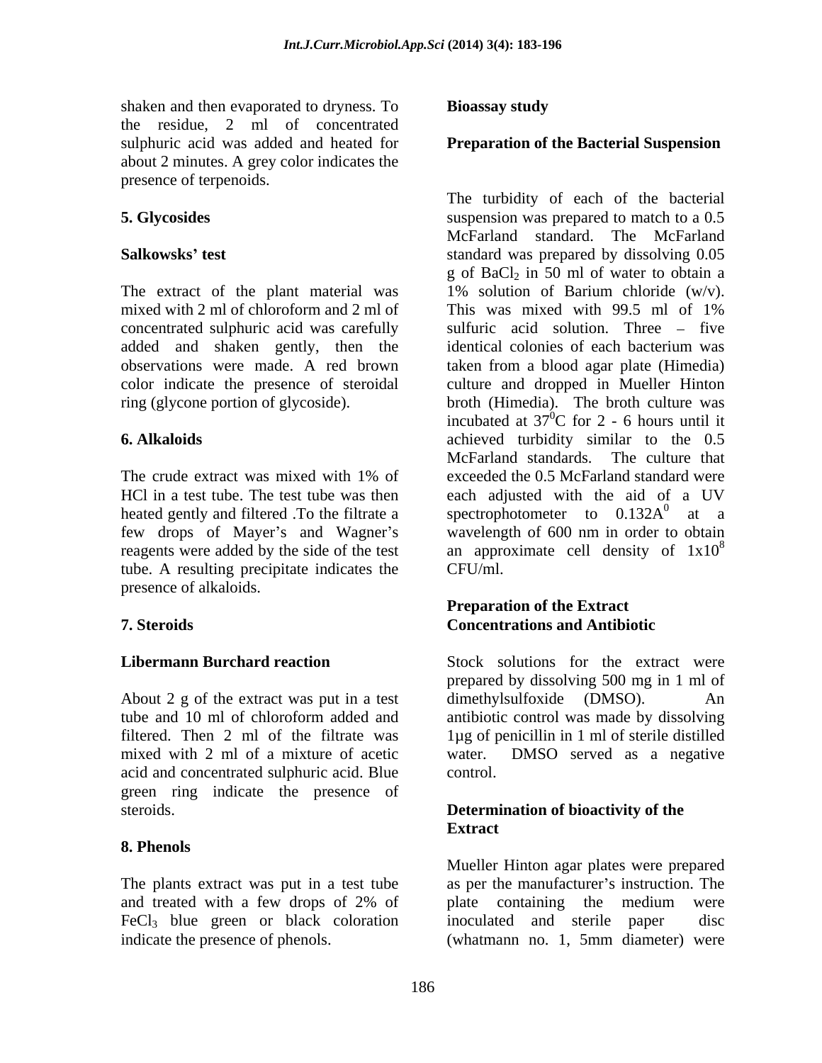shaken and then evaporated to dryness. To the residue, 2 ml of concentrated sulphuric acid was added and heated for about 2 minutes. A grey color indicates the presence of terpenoids.

**5. Glycosides**

**Salkowsks' test**

The extract of the plant material was mixed with 2 ml of chloroform and 2 ml of concentrated sulphuric acid was carefully added and shaken gently, then the observations were made. A red brown color indicate the presence of steroidal ring (glycone portion of glycoside).

**6. Alkaloids**

The crude extract was mixed with 1% of HCl in a test tube. The test tube was then heated gently and filtered .To the filtrate a few drops of Mayer's and Wagner's reagents were added by the side of the test tube. A resulting precipitate indicates the presence of alkaloids.

**7. Steroids**

**Libermann Burchard reaction**

About 2 g of the extract was put in a test tube and 10 ml of chloroform added and filtered. Then 2 ml of the filtrate was mixed with 2 ml of a mixture of acetic acid and concentrated sulphuric acid. Blue green ring indicate the presence of steroids.

**8. Phenols**

The plants extract was put in a test tube and treated with a few drops of 2% of $FeCl_3$ blue green or black coloration indicate the presence of phenols.

**Bioassay study**

**Preparation of the Bacterial Suspension**

The turbidity of each of the bacterial suspension was prepared to match to a 0.5 McFarland standard. The McFarland standard was prepared by dissolving 0.05 g of $BaCl_2$ in 50 ml of water to obtain a 1% solution of Barium chloride (w/v). This was mixed with 99.5 ml of 1% sulfuric acid solution. Three – five identical colonies of each bacterium was taken from a blood agar plate (Himedia) culture and dropped in Mueller Hinton broth (Himedia). The broth culture was incubated at $37^0$C for 2 - 6 hours until it achieved turbidity similar to the 0.5 McFarland standards. The culture that exceeded the 0.5 McFarland standard were each adjusted with the aid of a UV spectrophotometer to $0.132A^0$ at a wavelength of 600 nm in order to obtain an approximate cell density of $1x10^8$ CFU/ml.

**Preparation of the Extract Concentrations and Antibiotic**

Stock solutions for the extract were prepared by dissolving 500 mg in 1 ml of dimethylsulfoxide (DMSO). An antibiotic control was made by dissolving 1μg of penicillin in 1 ml of sterile distilled water. DMSO served as a negative control.

**Determination of bioactivity of the Extract**

Mueller Hinton agar plates were prepared as per the manufacturer's instruction. The plate containing the medium were inoculated and sterile paper disc (whatmann no. 1, 5mm diameter) were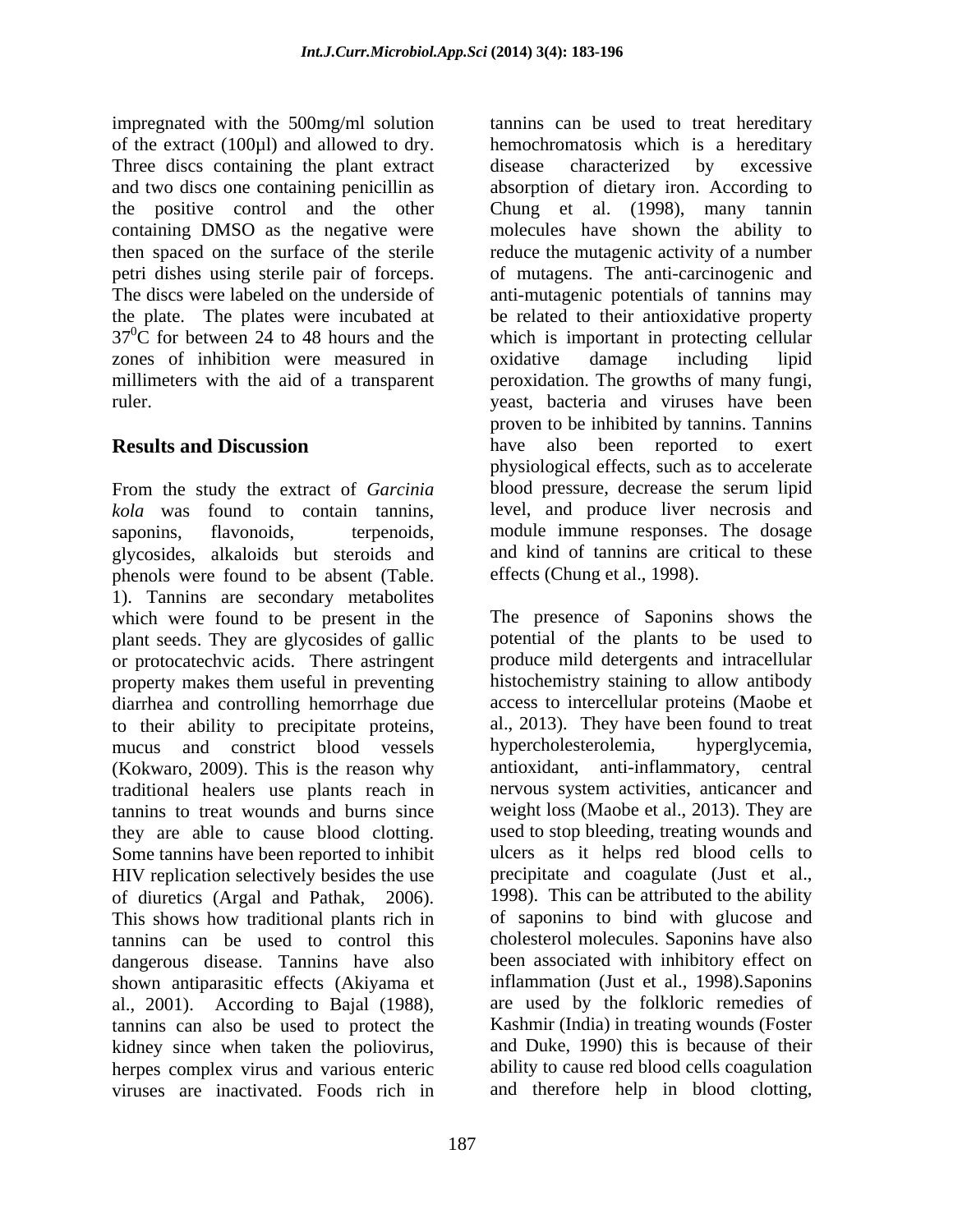impregnated with the 500mg/ml solution of the extract (100µl) and allowed to dry. Three discs containing the plant extract and two discs one containing penicillin as the positive control and the other containing DMSO as the negative were then spaced on the surface of the sterile petri dishes using sterile pair of forceps. The discs were labeled on the underside of the plate. The plates were incubated at $37^0$C for between 24 to 48 hours and the zones of inhibition were measured in millimeters with the aid of a transparent ruler.

## Results and Discussion

From the study the extract of *Garcinia kola* was found to contain tannins, saponins, flavonoids, terpenoids, glycosides, alkaloids but steroids and phenols were found to be absent (Table. 1). Tannins are secondary metabolites which were found to be present in the plant seeds. They are glycosides of gallic or protocatechvic acids. There astringent property makes them useful in preventing diarrhea and controlling hemorrhage due to their ability to precipitate proteins, mucus and constrict blood vessels (Kokwaro, 2009). This is the reason why traditional healers use plants reach in tannins to treat wounds and burns since they are able to cause blood clotting. Some tannins have been reported to inhibit HIV replication selectively besides the use of diuretics (Argal and Pathak, 2006). This shows how traditional plants rich in tannins can be used to control this dangerous disease. Tannins have also shown antiparasitic effects (Akiyama et al., 2001). According to Bajal (1988), tannins can also be used to protect the kidney since when taken the poliovirus, herpes complex virus and various enteric viruses are inactivated. Foods rich in tannins can be used to treat hereditary hemochromatosis which is a hereditary disease characterized by excessive absorption of dietary iron. According to Chung et al. (1998), many tannin molecules have shown the ability to reduce the mutagenic activity of a number of mutagens. The anti-carcinogenic and anti-mutagenic potentials of tannins may be related to their antioxidative property which is important in protecting cellular oxidative damage including lipid peroxidation. The growths of many fungi, yeast, bacteria and viruses have been proven to be inhibited by tannins. Tannins have also been reported to exert physiological effects, such as to accelerate blood pressure, decrease the serum lipid level, and produce liver necrosis and module immune responses. The dosage and kind of tannins are critical to these effects (Chung et al., 1998).

The presence of Saponins shows the potential of the plants to be used to produce mild detergents and intracellular histochemistry staining to allow antibody access to intercellular proteins (Maobe et al., 2013). They have been found to treat hypercholesterolemia, hyperglycemia, antioxidant, anti-inflammatory, central nervous system activities, anticancer and weight loss (Maobe et al., 2013). They are used to stop bleeding, treating wounds and ulcers as it helps red blood cells to precipitate and coagulate (Just et al., 1998). This can be attributed to the ability of saponins to bind with glucose and cholesterol molecules. Saponins have also been associated with inhibitory effect on inflammation (Just et al., 1998).Saponins are used by the folkloric remedies of Kashmir (India) in treating wounds (Foster and Duke, 1990) this is because of their ability to cause red blood cells coagulation and therefore help in blood clotting,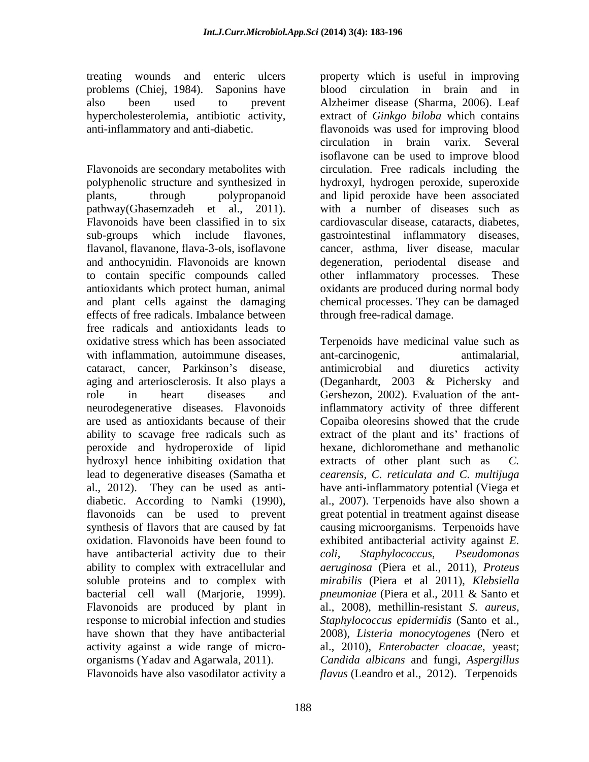treating wounds and enteric ulcers problems (Chiej, 1984). Saponins have also been used to prevent hypercholesterolemia, antibiotic activity, anti-inflammatory and anti-diabetic.

Flavonoids are secondary metabolites with polyphenolic structure and synthesized in plants, through polypropanoid pathway(Ghasemzadeh et al., 2011). Flavonoids have been classified in to six sub-groups which include flavones, flavanol, flavanone, flava-3-ols, isoflavone and anthocynidin. Flavonoids are known to contain specific compounds called antioxidants which protect human, animal and plant cells against the damaging effects of free radicals. Imbalance between free radicals and antioxidants leads to oxidative stress which has been associated with inflammation, autoimmune diseases, cataract, cancer, Parkinson's disease, aging and arteriosclerosis. It also plays a role in heart diseases and neurodegenerative diseases. Flavonoids are used as antioxidants because of their ability to scavage free radicals such as peroxide and hydroperoxide of lipid hydroxyl hence inhibiting oxidation that lead to degenerative diseases (Samatha et al., 2012). They can be used as anti-diabetic. According to Namki (1990), flavonoids can be used to prevent synthesis of flavors that are caused by fat oxidation. Flavonoids have been found to have antibacterial activity due to their ability to complex with extracellular and soluble proteins and to complex with bacterial cell wall (Marjorie, 1999). Flavonoids are produced by plant in response to microbial infection and studies have shown that they have antibacterial activity against a wide range of micro-organisms (Yadav and Agarwala, 2011). Flavonoids have also vasodilator activity a property which is useful in improving blood circulation in brain and in Alzheimer disease (Sharma, 2006). Leaf extract of *Ginkgo biloba* which contains flavonoids was used for improving blood circulation in brain varix. Several isoflavone can be used to improve blood circulation. Free radicals including the hydroxyl, hydrogen peroxide, superoxide and lipid peroxide have been associated with a number of diseases such as cardiovascular disease, cataracts, diabetes, gastrointestinal inflammatory diseases, cancer, asthma, liver disease, macular degeneration, periodental disease and other inflammatory processes. These oxidants are produced during normal body chemical processes. They can be damaged through free-radical damage.

Terpenoids have medicinal value such as ant-carcinogenic, antimalarial, antimicrobial and diuretics activity (Deganhardt, 2003 & Pichersky and Gershezon, 2002). Evaluation of the ant-inflammatory activity of three different Copaiba oleoresins showed that the crude extract of the plant and its' fractions of hexane, dichloromethane and methanolic extracts of other plant such as *C. cearensis, C. reticulata and C. multijuga* have anti-inflammatory potential (Viega et al., 2007). Terpenoids have also shown a great potential in treatment against disease causing microorganisms. Terpenoids have exhibited antibacterial activity against *E. coli, Staphylococcus, Pseudomonas aeruginosa* (Piera et al., 2011), *Proteus mirabilis* (Piera et al 2011), *Klebsiella pneumoniae* (Piera et al., 2011 & Santo et al., 2008), methillin-resistant *S. aureus, Staphylococcus epidermidis* (Santo et al., 2008), *Listeria monocytogenes* (Nero et al., 2010), *Enterobacter cloacae*, yeast; *Candida albicans* and fungi, *Aspergillus flavus* (Leandro et al., 2012). Terpenoids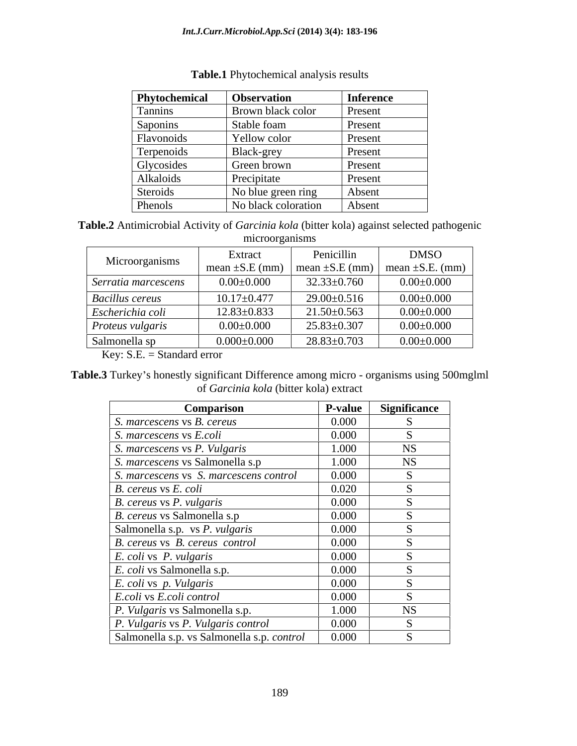**Table.1** Phytochemical analysis results

| Phytochemical | Observation | Inference |
|---|---|---|
| Tannins | Brown black color | Present |
| Saponins | Stable foam | Present |
| Flavonoids | Yellow color | Present |
| Terpenoids | Black-grey | Present |
| Glycosides | Green brown | Present |
| Alkaloids | Precipitate | Present |
| Steroids | No blue green ring | Absent |
| Phenols | No black coloration | Absent |

**Table.2** Antimicrobial Activity of *Garcinia kola* (bitter kola) against selected pathogenic microorganisms

| Microorganisms | Extract mean ±S.E (mm) | Penicillin mean ±S.E (mm) | DMSO mean ±S.E. (mm) |
|---|---|---|---|
| *Serratia marcescens* | 0.00±0.000 | 32.33±0.760 | 0.00±0.000 |
| *Bacillus cereus* | 10.17±0.477 | 29.00±0.516 | 0.00±0.000 |
| *Escherichia coli* | 12.83±0.833 | 21.50±0.563 | 0.00±0.000 |
| *Proteus vulgaris* | 0.00±0.000 | 25.83±0.307 | 0.00±0.000 |
| Salmonella sp | 0.000±0.000 | 28.83±0.703 | 0.00±0.000 |

Key: S.E. = Standard error

**Table.3** Turkey's honestly significant Difference among micro - organisms using 500mglml of *Garcinia kola* (bitter kola) extract

| Comparison | P-value | Significance |
|---|---|---|
| *S. marcescens* vs *B. cereus* | 0.000 | S |
| *S. marcescens* vs *E.coli* | 0.000 | S |
| *S. marcescens* vs *P. Vulgaris* | 1.000 | NS |
| *S. marcescens* vs Salmonella s.p | 1.000 | NS |
| *S. marcescens* vs *S. marcescens control* | 0.000 | S |
| *B. cereus* vs *E. coli* | 0.020 | S |
| *B. cereus* vs *P. vulgaris* | 0.000 | S |
| *B. cereus* vs Salmonella s.p | 0.000 | S |
| Salmonella s.p. vs *P. vulgaris* | 0.000 | S |
| *B. cereus* vs *B. cereus control* | 0.000 | S |
| *E. coli* vs *P. vulgaris* | 0.000 | S |
| *E. coli* vs Salmonella s.p. | 0.000 | S |
| *E. coli* vs *p. Vulgaris* | 0.000 | S |
| *E.coli* vs *E.coli control* | 0.000 | S |
| *P. Vulgaris* vs Salmonella s.p. | 1.000 | NS |
| *P. Vulgaris* vs *P. Vulgaris control* | 0.000 | S |
| Salmonella s.p. vs Salmonella s.p. *control* | 0.000 | S |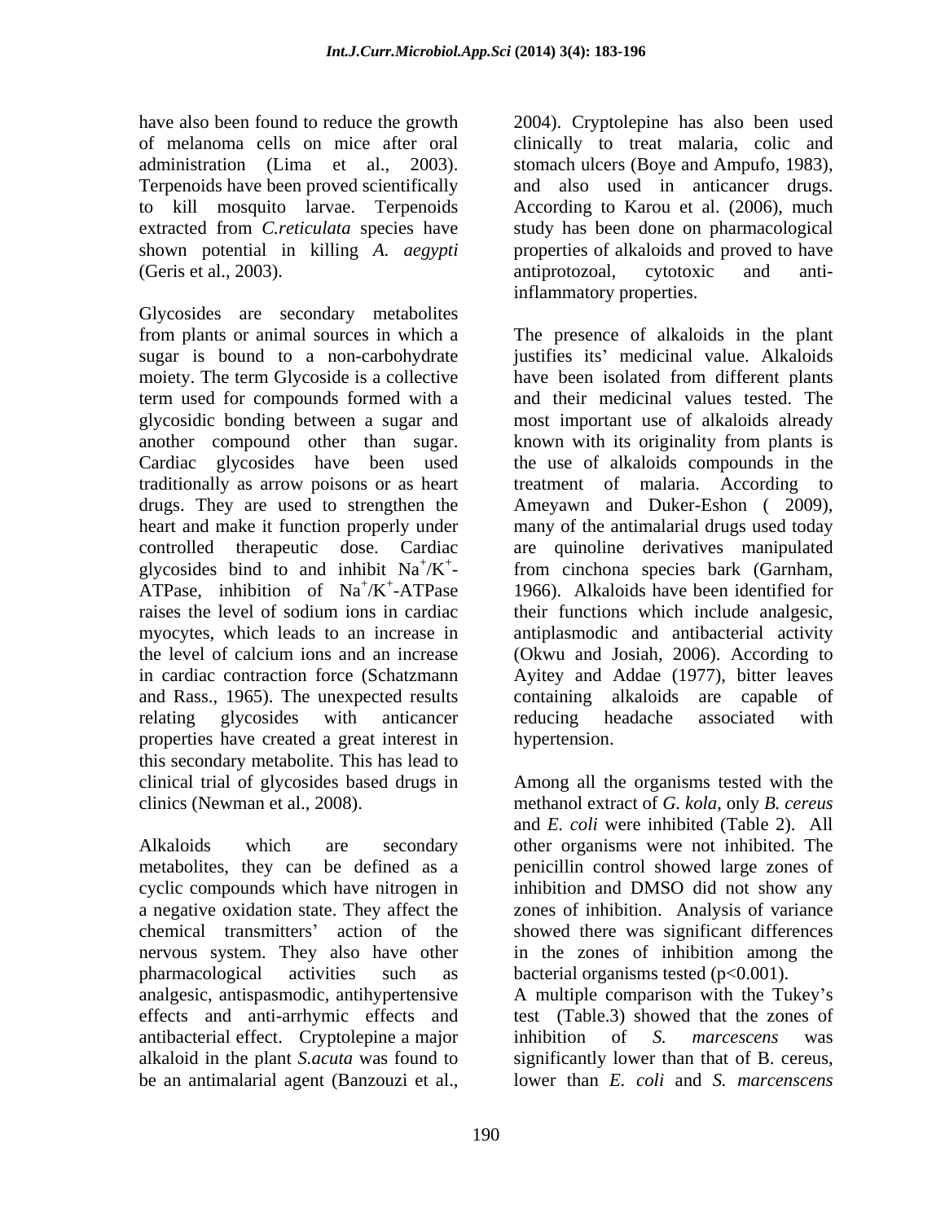have also been found to reduce the growth of melanoma cells on mice after oral administration (Lima et al., 2003). Terpenoids have been proved scientifically to kill mosquito larvae. Terpenoids extracted from *C.reticulata* species have shown potential in killing *A. aegypti* (Geris et al., 2003).

Glycosides are secondary metabolites from plants or animal sources in which a sugar is bound to a non-carbohydrate moiety. The term Glycoside is a collective term used for compounds formed with a glycosidic bonding between a sugar and another compound other than sugar. Cardiac glycosides have been used traditionally as arrow poisons or as heart drugs. They are used to strengthen the heart and make it function properly under controlled therapeutic dose. Cardiac glycosides bind to and inhibit $Na^+/K^+$-ATPase, inhibition of $Na^+/K^+$-ATPase raises the level of sodium ions in cardiac myocytes, which leads to an increase in the level of calcium ions and an increase in cardiac contraction force (Schatzmann and Rass., 1965). The unexpected results relating glycosides with anticancer properties have created a great interest in this secondary metabolite. This has lead to clinical trial of glycosides based drugs in clinics (Newman et al., 2008).

Alkaloids which are secondary metabolites, they can be defined as a cyclic compounds which have nitrogen in a negative oxidation state. They affect the chemical transmitters' action of the nervous system. They also have other pharmacological activities such as analgesic, antispasmodic, antihypertensive effects and anti-arrhymic effects and antibacterial effect. Cryptolepine a major alkaloid in the plant *S.acuta* was found to be an antimalarial agent (Banzouzi et al., 2004). Cryptolepine has also been used clinically to treat malaria, colic and stomach ulcers (Boye and Ampufo, 1983), and also used in anticancer drugs. According to Karou et al. (2006), much study has been done on pharmacological properties of alkaloids and proved to have antiprotozoal, cytotoxic and anti-inflammatory properties.

The presence of alkaloids in the plant justifies its' medicinal value. Alkaloids have been isolated from different plants and their medicinal values tested. The most important use of alkaloids already known with its originality from plants is the use of alkaloids compounds in the treatment of malaria. According to Ameyawn and Duker-Eshon ( 2009), many of the antimalarial drugs used today are quinoline derivatives manipulated from cinchona species bark (Garnham, 1966). Alkaloids have been identified for their functions which include analgesic, antiplasmodic and antibacterial activity (Okwu and Josiah, 2006). According to Ayitey and Addae (1977), bitter leaves containing alkaloids are capable of reducing headache associated with hypertension.

Among all the organisms tested with the methanol extract of *G. kola*, only *B. cereus* and *E. coli* were inhibited (Table 2). All other organisms were not inhibited. The penicillin control showed large zones of inhibition and DMSO did not show any zones of inhibition. Analysis of variance showed there was significant differences in the zones of inhibition among the bacterial organisms tested ($p<0.001$).
A multiple comparison with the Tukey's test (Table.3) showed that the zones of inhibition of *S. marcescens* was significantly lower than that of B. cereus, lower than *E. coli* and *S. marcenscens*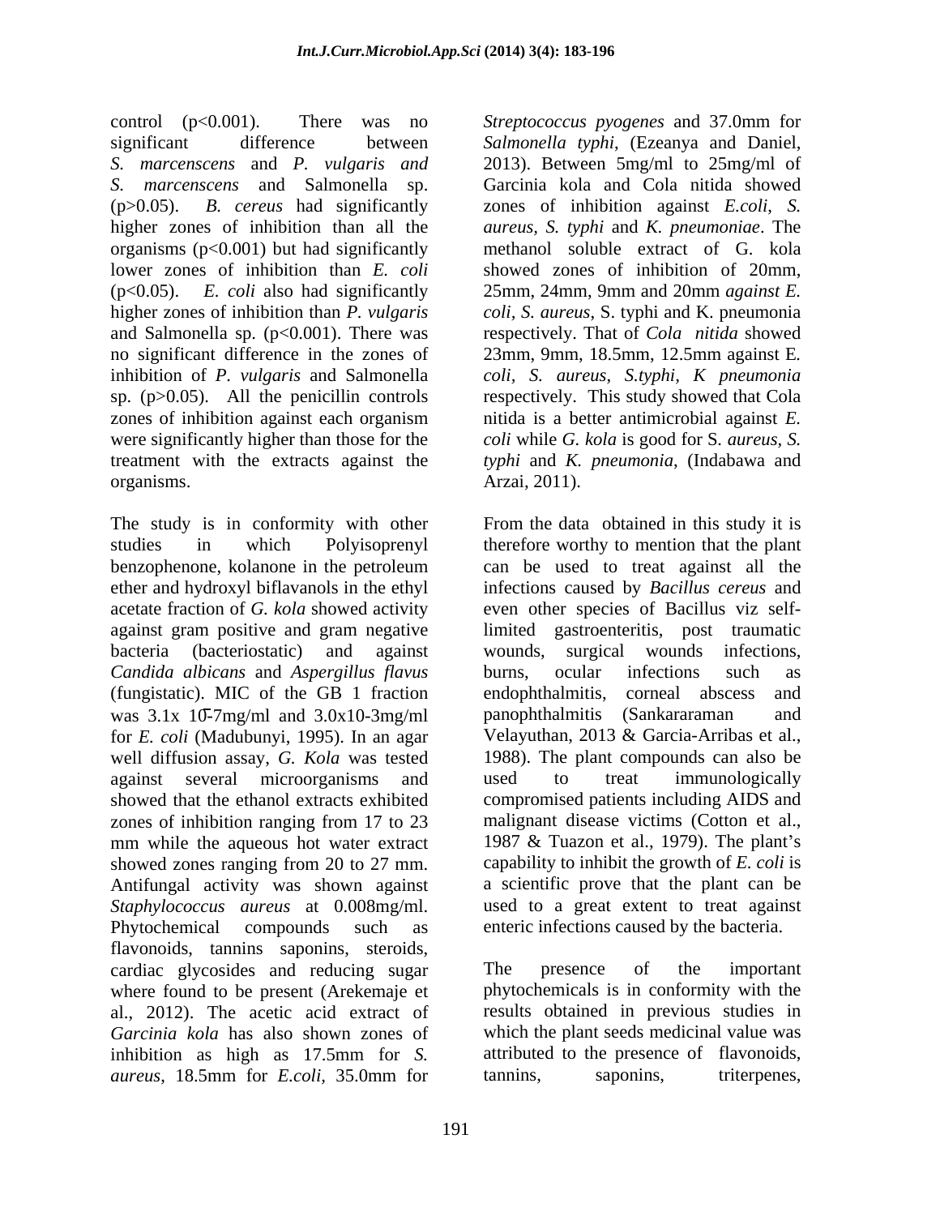control ($p<0.001$). There was no significant difference between *S. marcenscens* and *P. vulgaris and S. marcenscens* and Salmonella sp. ($p>0.05$). *B. cereus* had significantly higher zones of inhibition than all the organisms ($p<0.001$) but had significantly lower zones of inhibition than *E. coli* ($p<0.05$). *E. coli* also had significantly higher zones of inhibition than *P. vulgaris* and Salmonella sp. ($p<0.001$). There was no significant difference in the zones of inhibition of *P. vulgaris* and Salmonella sp. ($p>0.05$). All the penicillin controls zones of inhibition against each organism were significantly higher than those for the treatment with the extracts against the organisms.

The study is in conformity with other studies in which Polyisoprenyl benzophenone, kolanone in the petroleum ether and hydroxyl biflavanols in the ethyl acetate fraction of *G. kola* showed activity against gram positive and gram negative bacteria (bacteriostatic) and against *Candida albicans* and *Aspergillus flavus* (fungistatic). MIC of the GB 1 fraction was 3.1x 10-7mg/ml and 3.0x10-3mg/ml for *E. coli* (Madubunyi, 1995). In an agar well diffusion assay, *G. Kola* was tested against several microorganisms and showed that the ethanol extracts exhibited zones of inhibition ranging from 17 to 23 mm while the aqueous hot water extract showed zones ranging from 20 to 27 mm. Antifungal activity was shown against *Staphylococcus aureus* at 0.008mg/ml. Phytochemical compounds such as flavonoids, tannins saponins, steroids, cardiac glycosides and reducing sugar where found to be present (Arekemaje et al., 2012). The acetic acid extract of *Garcinia kola* has also shown zones of inhibition as high as 17.5mm for *S. aureus*, 18.5mm for *E.coli*, 35.0mm for *Streptococcus pyogenes* and 37.0mm for *Salmonella typhi*, (Ezeanya and Daniel, 2013). Between 5mg/ml to 25mg/ml of Garcinia kola and Cola nitida showed zones of inhibition against *E.coli*, *S. aureus, S. typhi* and *K. pneumoniae*. The methanol soluble extract of G. kola showed zones of inhibition of 20mm, 25mm, 24mm, 9mm and 20mm *against E. coli, S. aureus*, S. typhi and K. pneumonia respectively. That of *Cola nitida* showed 23mm, 9mm, 18.5mm, 12.5mm against E. *coli, S. aureus*, *S.typhi*, *K pneumonia* respectively. This study showed that Cola nitida is a better antimicrobial against *E. coli* while *G. kola* is good for S. *aureus, S. typhi* and *K. pneumonia*, (Indabawa and Arzai, 2011).

From the data obtained in this study it is therefore worthy to mention that the plant can be used to treat against all the infections caused by *Bacillus cereus* and even other species of Bacillus viz self-limited gastroenteritis, post traumatic wounds, surgical wounds infections, burns, ocular infections such as endophthalmitis, corneal abscess and panophthalmitis (Sankararaman and Velayuthan, 2013 & Garcia-Arribas et al., 1988). The plant compounds can also be used to treat immunologically compromised patients including AIDS and malignant disease victims (Cotton et al., 1987 & Tuazon et al., 1979). The plant's capability to inhibit the growth of *E. coli* is a scientific prove that the plant can be used to a great extent to treat against enteric infections caused by the bacteria.

The presence of the important phytochemicals is in conformity with the results obtained in previous studies in which the plant seeds medicinal value was attributed to the presence of flavonoids, tannins, saponins, triterpenes,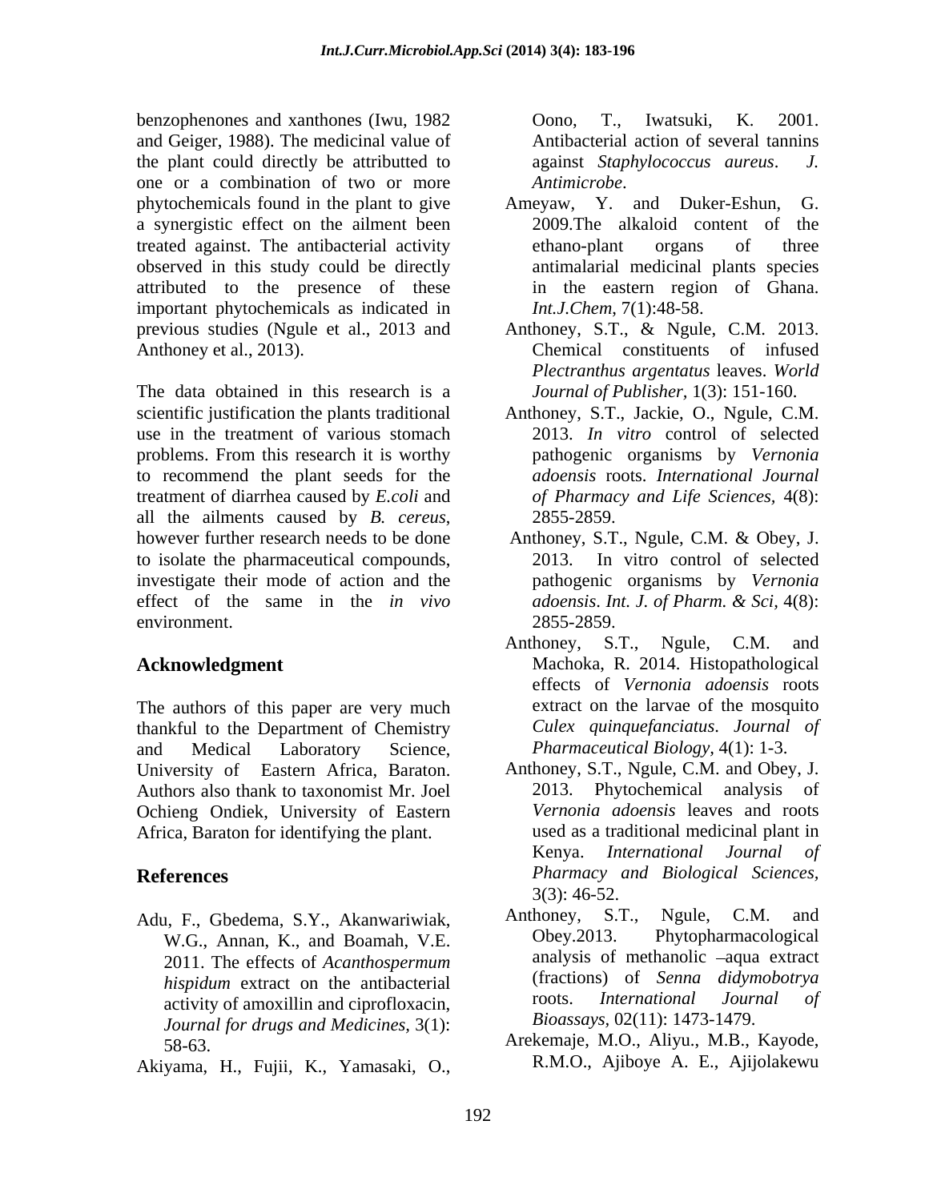benzophenones and xanthones (Iwu, 1982 and Geiger, 1988). The medicinal value of the plant could directly be attributted to one or a combination of two or more phytochemicals found in the plant to give a synergistic effect on the ailment been treated against. The antibacterial activity observed in this study could be directly attributed to the presence of these important phytochemicals as indicated in previous studies (Ngule et al., 2013 and Anthoney et al., 2013).

The data obtained in this research is a scientific justification the plants traditional use in the treatment of various stomach problems. From this research it is worthy to recommend the plant seeds for the treatment of diarrhea caused by *E.coli* and all the ailments caused by *B. cereus*, however further research needs to be done to isolate the pharmaceutical compounds, investigate their mode of action and the effect of the same in the *in vivo* environment.

## Acknowledgment

The authors of this paper are very much thankful to the Department of Chemistry and Medical Laboratory Science, University of Eastern Africa, Baraton. Authors also thank to taxonomist Mr. Joel Ochieng Ondiek, University of Eastern Africa, Baraton for identifying the plant.

## References

Adu, F., Gbedema, S.Y., Akanwariwiak, W.G., Annan, K., and Boamah, V.E. 2011. The effects of *Acanthospermum hispidum* extract on the antibacterial activity of amoxillin and ciprofloxacin, *Journal for drugs and Medicines*, 3(1): 58-63.

Akiyama, H., Fujii, K., Yamasaki, O., Oono, T., Iwatsuki, K. 2001. Antibacterial action of several tannins against *Staphylococcus aureus*. *J. Antimicrobe.*

Ameyaw, Y. and Duker-Eshun, G. 2009.The alkaloid content of the ethano-plant organs of three antimalarial medicinal plants species in the eastern region of Ghana. *Int.J.Chem*, 7(1):48-58.

Anthoney, S.T., & Ngule, C.M. 2013. Chemical constituents of infused *Plectranthus argentatus* leaves. *World Journal of Publisher,* 1(3): 151-160.

Anthoney, S.T., Jackie, O., Ngule, C.M. 2013. *In vitro* control of selected pathogenic organisms by *Vernonia adoensis* roots. *International Journal of Pharmacy and Life Sciences,* 4(8): 2855-2859.

Anthoney, S.T., Ngule, C.M. & Obey, J. 2013. In vitro control of selected pathogenic organisms by *Vernonia adoensis*. *Int. J. of Pharm. & Sci,* 4(8): 2855-2859.

Anthoney, S.T., Ngule, C.M. and Machoka, R. 2014. Histopathological effects of *Vernonia adoensis* roots extract on the larvae of the mosquito *Culex quinquefanciatus*. *Journal of Pharmaceutical Biology,* 4(1): 1-3.

Anthoney, S.T., Ngule, C.M. and Obey, J. 2013. Phytochemical analysis of *Vernonia adoensis* leaves and roots used as a traditional medicinal plant in Kenya. *International Journal of Pharmacy and Biological Sciences,* 3(3): 46-52.

Anthoney, S.T., Ngule, C.M. and Obey.2013. Phytopharmacological analysis of methanolic –aqua extract (fractions) of *Senna didymobotrya* roots. *International Journal of Bioassays,* 02(11): 1473-1479.

Arekemaje, M.O., Aliyu., M.B., Kayode, R.M.O., Ajiboye A. E., Ajijolakewu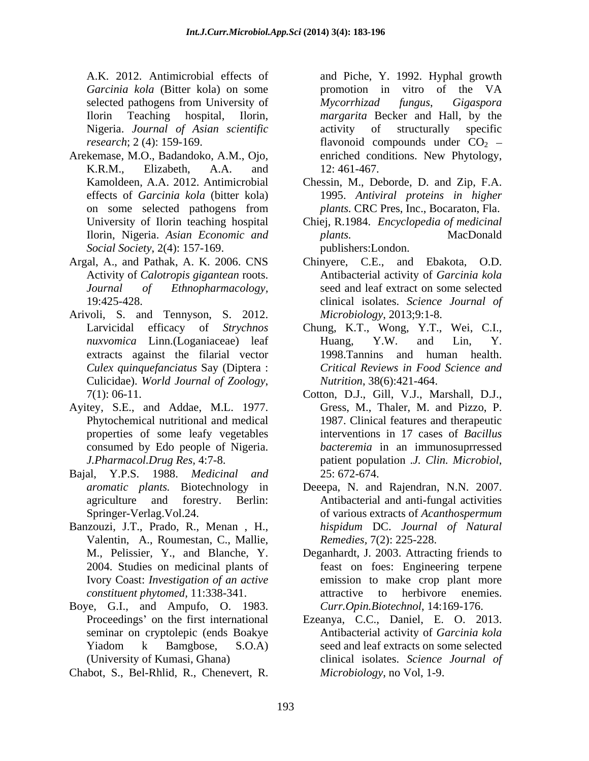A.K. 2012. Antimicrobial effects of *Garcinia kola* (Bitter kola) on some selected pathogens from University of Ilorin Teaching hospital, Ilorin, Nigeria. *Journal of Asian scientific research*; 2 (4): 159-169.

Arekemase, M.O., Badandoko, A.M., Ojo, K.R.M., Elizabeth, A.A. and Kamoldeen, A.A. 2012. Antimicrobial effects of *Garcinia kola* (bitter kola) on some selected pathogens from University of Ilorin teaching hospital Ilorin, Nigeria. *Asian Economic and Social Society*, 2(4): 157-169.

Argal, A., and Pathak, A. K. 2006. CNS Activity of *Calotropis gigantean* roots. *Journal of Ethnopharmacology,* 19:425-428.

Arivoli, S. and Tennyson, S. 2012. Larvicidal efficacy of *Strychnos nuxvomica* Linn.(Loganiaceae) leaf extracts against the filarial vector *Culex quinquefanciatus* Say (Diptera : Culicidae). *World Journal of Zoology*, 7(1): 06-11.

Ayitey, S.E., and Addae, M.L. 1977. Phytochemical nutritional and medical properties of some leafy vegetables consumed by Edo people of Nigeria. *J.Pharmacol.Drug Res,* 4:7-8.

Bajal, Y.P.S. 1988. *Medicinal and aromatic plants.* Biotechnology in agriculture and forestry. Berlin: Springer-Verlag.Vol.24.

Banzouzi, J.T., Prado, R., Menan , H., Valentin, A., Roumestan, C., Mallie, M., Pelissier, Y., and Blanche, Y. 2004. Studies on medicinal plants of Ivory Coast: *Investigation of an active constituent phytomed*, 11:338-341.

Boye, G.I., and Ampufo, O. 1983. Proceedings' on the first international seminar on cryptolepic (ends Boakye Yiadom k Bamgbose, S.O.A) (University of Kumasi, Ghana)

Chabot, S., Bel-Rhlid, R., Chenevert, R. and Piche, Y. 1992. Hyphal growth promotion in vitro of the VA *Mycorrhizad fungus*, *Gigaspora margarita* Becker and Hall, by the activity of structurally specific flavonoid compounds under $CO_2$ – enriched conditions. New Phytology, 12: 461-467.

Chessin, M., Deborde, D. and Zip, F.A. 1995. *Antiviral proteins in higher plants.* CRC Pres, Inc., Bocaraton, Fla.

Chiej, R.1984. *Encyclopedia of medicinal plants.* MacDonald publishers:London.

Chinyere, C.E., and Ebakota, O.D. Antibacterial activity of *Garcinia kola* seed and leaf extract on some selected clinical isolates. *Science Journal of Microbiology*, 2013;9:1-8.

Chung, K.T., Wong, Y.T., Wei, C.I., Huang, Y.W. and Lin, Y. 1998.Tannins and human health. *Critical Reviews in Food Science and Nutrition*, 38(6):421-464.

Cotton, D.J., Gill, V.J., Marshall, D.J., Gress, M., Thaler, M. and Pizzo, P. 1987. Clinical features and therapeutic interventions in 17 cases of *Bacillus bacteremia* in an immunosuprressed patient population .*J. Clin. Microbiol*, 25: 672-674.

Deeepa, N. and Rajendran, N.N. 2007. Antibacterial and anti-fungal activities of various extracts of *Acanthospermum hispidum* DC. *Journal of Natural Remedies,* 7(2): 225-228.

Deganhardt, J. 2003. Attracting friends to feast on foes: Engineering terpene emission to make crop plant more attractive to herbivore enemies. *Curr.Opin.Biotechnol*, 14:169-176.

Ezeanya, C.C., Daniel, E. O. 2013. Antibacterial activity of *Garcinia kola* seed and leaf extracts on some selected clinical isolates. *Science Journal of Microbiology*, no Vol, 1-9.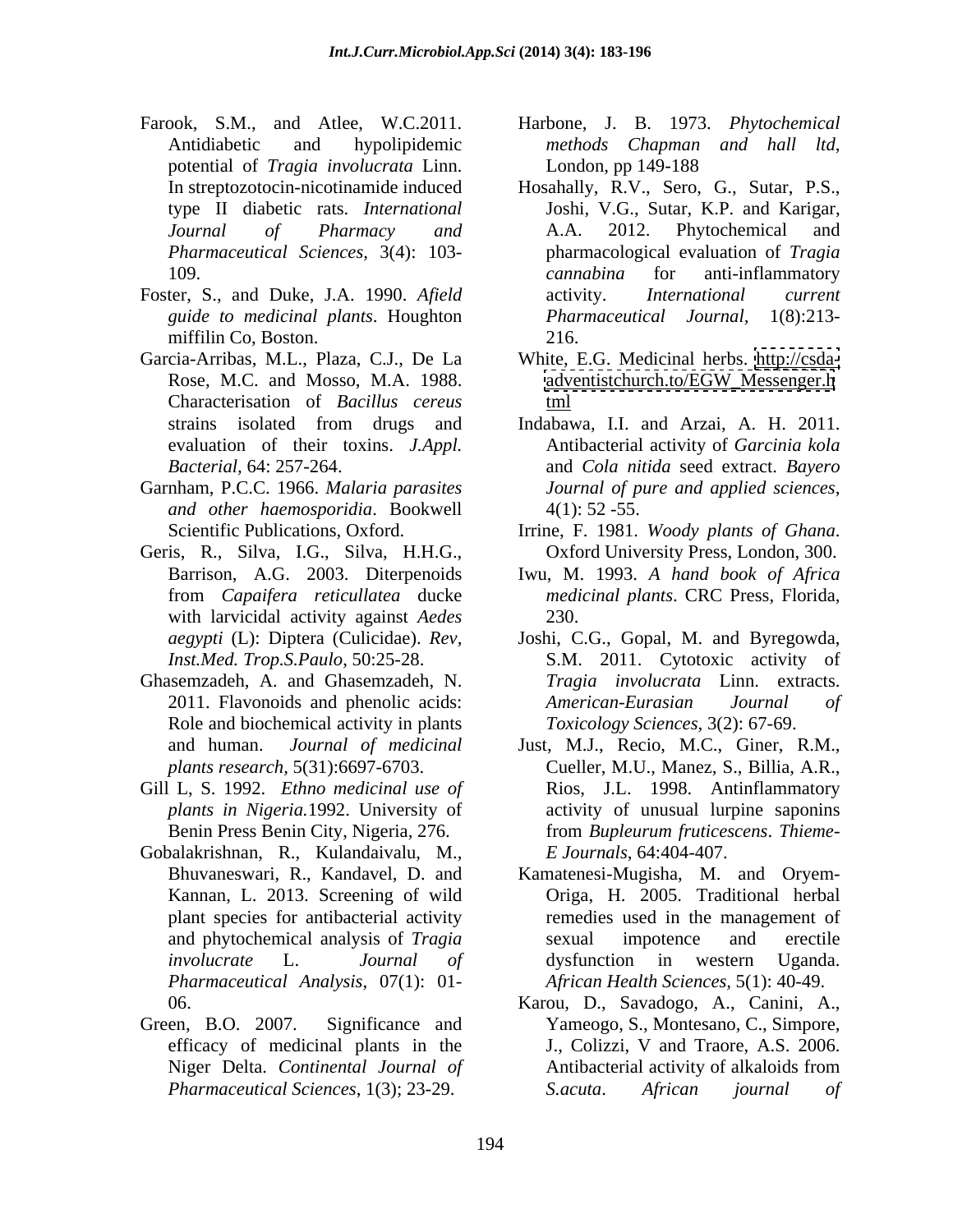Farook, S.M., and Atlee, W.C.2011. Antidiabetic and hypolipidemic potential of *Tragia involucrata* Linn. In streptozotocin-nicotinamide induced type II diabetic rats. *International Journal of Pharmacy and Pharmaceutical Sciences*, 3(4): 103-109.

Foster, S., and Duke, J.A. 1990. *Afield guide to medicinal plants*. Houghton miffilin Co, Boston.

Garcia-Arribas, M.L., Plaza, C.J., De La Rose, M.C. and Mosso, M.A. 1988. Characterisation of *Bacillus cereus* strains isolated from drugs and evaluation of their toxins. *J.Appl. Bacterial*, 64: 257-264.

Garnham, P.C.C. 1966. *Malaria parasites and other haemosporidia*. Bookwell Scientific Publications, Oxford.

Geris, R., Silva, I.G., Silva, H.H.G., Barrison, A.G. 2003. Diterpenoids from *Capaifera reticullatea* ducke with larvicidal activity against *Aedes aegypti* (L): Diptera (Culicidae). *Rev, Inst.Med. Trop.S.Paulo*, 50:25-28.

Ghasemzadeh, A. and Ghasemzadeh, N. 2011. Flavonoids and phenolic acids: Role and biochemical activity in plants and human. *Journal of medicinal plants research*, 5(31):6697-6703.

Gill L, S. 1992. *Ethno medicinal use of plants in Nigeria.*1992. University of Benin Press Benin City, Nigeria, 276.

Gobalakrishnan, R., Kulandaivalu, M., Bhuvaneswari, R., Kandavel, D. and Kannan, L. 2013. Screening of wild plant species for antibacterial activity and phytochemical analysis of *Tragia involucrate* L. *Journal of Pharmaceutical Analysis*, 07(1): 01-06.

Green, B.O. 2007. Significance and efficacy of medicinal plants in the Niger Delta. *Continental Journal of Pharmaceutical Sciences*, 1(3); 23-29.

Harbone, J. B. 1973. *Phytochemical methods Chapman and hall ltd*, London, pp 149-188

Hosahally, R.V., Sero, G., Sutar, P.S., Joshi, V.G., Sutar, K.P. and Karigar, A.A. 2012. Phytochemical and pharmacological evaluation of *Tragia cannabina* for anti-inflammatory activity. *International current Pharmaceutical Journal*, 1(8):213-216.

White, E.G. Medicinal herbs. http://csda-adventistchurch.to/EGW_Messenger.html

Indabawa, I.I. and Arzai, A. H. 2011. Antibacterial activity of *Garcinia kola* and *Cola nitida* seed extract. *Bayero Journal of pure and applied sciences*, 4(1): 52 -55.

Irrine, F. 1981. *Woody plants of Ghana*. Oxford University Press, London, 300.

Iwu, M. 1993. *A hand book of Africa medicinal plants*. CRC Press, Florida, 230.

Joshi, C.G., Gopal, M. and Byregowda, S.M. 2011. Cytotoxic activity of *Tragia involucrata* Linn. extracts. *American-Eurasian Journal of Toxicology Sciences*, 3(2): 67-69.

Just, M.J., Recio, M.C., Giner, R.M., Cueller, M.U., Manez, S., Billia, A.R., Rios, J.L. 1998. Antinflammatory activity of unusual lurpine saponins from *Bupleurum fruticescens*. *Thieme-E Journals*, 64:404-407.

Kamatenesi-Mugisha, M. and Oryem-Origa, H. 2005. Traditional herbal remedies used in the management of sexual impotence and erectile dysfunction in western Uganda. *African Health Sciences*, 5(1): 40-49.

Karou, D., Savadogo, A., Canini, A., Yameogo, S., Montesano, C., Simpore, J., Colizzi, V and Traore, A.S. 2006. Antibacterial activity of alkaloids from *S.acuta*. *African journal of*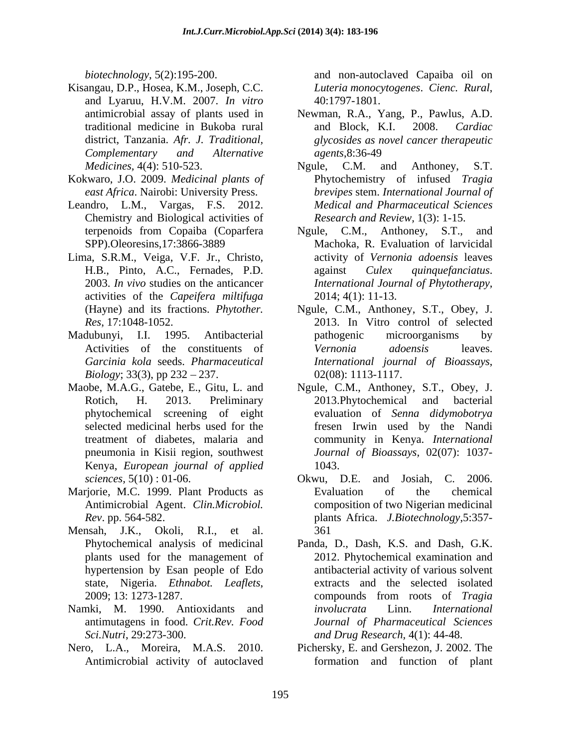*biotechnology*, 5(2):195-200.

Kisangau, D.P., Hosea, K.M., Joseph, C.C. and Lyaruu, H.V.M. 2007. *In vitro* antimicrobial assay of plants used in traditional medicine in Bukoba rural district, Tanzania. *Afr. J. Traditional, Complementary and Alternative Medicines,* 4(4): 510-523.

Kokwaro, J.O. 2009. *Medicinal plants of east Africa*. Nairobi: University Press.

Leandro, L.M., Vargas, F.S. 2012. Chemistry and Biological activities of terpenoids from Copaiba (Coparfera SPP).Oleoresins,17:3866-3889

Lima, S.R.M., Veiga, V.F. Jr., Christo, H.B., Pinto, A.C., Fernades, P.D. 2003. *In vivo* studies on the anticancer activities of the *Capeifera miltifuga* (Hayne) and its fractions. *Phytother. Res*, 17:1048-1052.

Madubunyi, I.I. 1995. Antibacterial Activities of the constituents of *Garcinia kola* seeds. *Pharmaceutical Biology*; 33(3), pp 232 – 237.

Maobe, M.A.G., Gatebe, E., Gitu, L. and Rotich, H. 2013. Preliminary phytochemical screening of eight selected medicinal herbs used for the treatment of diabetes, malaria and pneumonia in Kisii region, southwest Kenya, *European journal of applied sciences*, 5(10) : 01-06.

Marjorie, M.C. 1999. Plant Products as Antimicrobial Agent. *Clin.Microbiol. Rev*. pp. 564-582.

Mensah, J.K., Okoli, R.I., et al. Phytochemical analysis of medicinal plants used for the management of hypertension by Esan people of Edo state, Nigeria. *Ethnabot. Leaflets,* 2009; 13: 1273-1287.

Namki, M. 1990. Antioxidants and antimutagens in food. *Crit.Rev. Food Sci.Nutri*, 29:273-300.

Nero, L.A., Moreira, M.A.S. 2010. Antimicrobial activity of autoclaved and non-autoclaved Capaiba oil on *Luteria monocytogenes*. *Cienc. Rural*, 40:1797-1801.

Newman, R.A., Yang, P., Pawlus, A.D. and Block, K.I. 2008. *Cardiac glycosides as novel cancer therapeutic agents*,8:36-49

Ngule, C.M. and Anthoney, S.T. Phytochemistry of infused *Tragia brevipes* stem. *International Journal of Medical and Pharmaceutical Sciences Research and Review*, 1(3): 1-15.

Ngule, C.M., Anthoney, S.T., and Machoka, R. Evaluation of larvicidal activity of *Vernonia adoensis* leaves against *Culex quinquefanciatus*. *International Journal of Phytotherapy,* 2014; 4(1): 11-13.

Ngule, C.M., Anthoney, S.T., Obey, J. 2013. In Vitro control of selected pathogenic microorganisms by *Vernonia adoensis* leaves. *International journal of Bioassays*, 02(08): 1113-1117.

Ngule, C.M., Anthoney, S.T., Obey, J. 2013.Phytochemical and bacterial evaluation of *Senna didymobotrya* fresen Irwin used by the Nandi community in Kenya. *International Journal of Bioassays,* 02(07): 1037-1043.

Okwu, D.E. and Josiah, C. 2006. Evaluation of the chemical composition of two Nigerian medicinal plants Africa. *J.Biotechnology*,5:357-361

Panda, D., Dash, K.S. and Dash, G.K. 2012. Phytochemical examination and antibacterial activity of various solvent extracts and the selected isolated compounds from roots of *Tragia involucrata* Linn. *International Journal of Pharmaceutical Sciences and Drug Research*, 4(1): 44-48.

Pichersky, E. and Gershezon, J. 2002. The formation and function of plant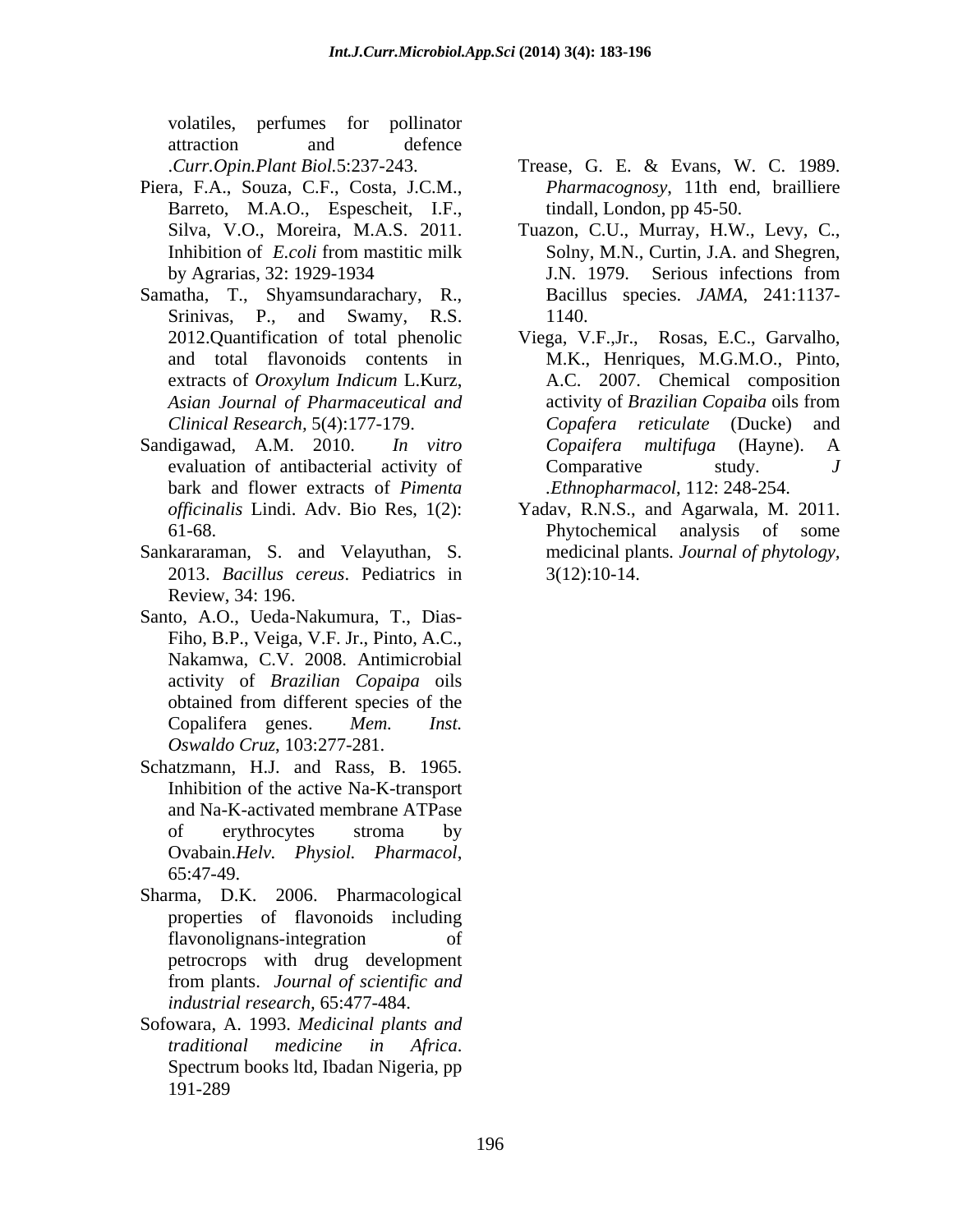volatiles, perfumes for pollinator attraction and defence .*Curr.Opin.Plant Biol.*5:237-243.

Piera, F.A., Souza, C.F., Costa, J.C.M., Barreto, M.A.O., Espescheit, I.F., Silva, V.O., Moreira, M.A.S. 2011. Inhibition of *E.coli* from mastitic milk by Agrarias, 32: 1929-1934

Samatha, T., Shyamsundarachary, R., Srinivas, P., and Swamy, R.S. 2012.Quantification of total phenolic and total flavonoids contents in extracts of *Oroxylum Indicum* L.Kurz, *Asian Journal of Pharmaceutical and Clinical Research,* 5(4):177-179.

Sandigawad, A.M. 2010. *In vitro* evaluation of antibacterial activity of bark and flower extracts of *Pimenta officinalis* Lindi. Adv. Bio Res, 1(2): 61-68.

Sankararaman, S. and Velayuthan, S. 2013. *Bacillus cereus*. Pediatrics in Review, 34: 196.

Santo, A.O., Ueda-Nakumura, T., Dias-Fiho, B.P., Veiga, V.F. Jr., Pinto, A.C., Nakamwa, C.V. 2008. Antimicrobial activity of *Brazilian Copaipa* oils obtained from different species of the Copalifera genes. *Mem. Inst. Oswaldo Cruz,* 103:277-281.

Schatzmann, H.J. and Rass, B. 1965. Inhibition of the active Na-K-transport and Na-K-activated membrane ATPase of erythrocytes stroma by Ovabain.*Helv. Physiol. Pharmacol*, 65:47-49.

Sharma, D.K. 2006. Pharmacological properties of flavonoids including flavonolignans-integration of petrocrops with drug development from plants. *Journal of scientific and industrial research,* 65:477-484.

Sofowara, A. 1993. *Medicinal plants and traditional medicine in Africa*. Spectrum books ltd, Ibadan Nigeria, pp 191-289

Trease, G. E. & Evans, W. C. 1989. *Pharmacognosy*, 11th end, brailliere tindall, London, pp 45-50.

Tuazon, C.U., Murray, H.W., Levy, C., Solny, M.N., Curtin, J.A. and Shegren, J.N. 1979. Serious infections from Bacillus species. *JAMA*, 241:1137-1140.

Viega, V.F.,Jr., Rosas, E.C., Garvalho, M.K., Henriques, M.G.M.O., Pinto, A.C. 2007. Chemical composition activity of *Brazilian Copaiba* oils from *Copafera reticulate* (Ducke) and *Copaifera multifuga* (Hayne). A Comparative study. *J .Ethnopharmacol*, 112: 248-254.

Yadav, R.N.S., and Agarwala, M. 2011. Phytochemical analysis of some medicinal plants. *Journal of phytology,* 3(12):10-14.